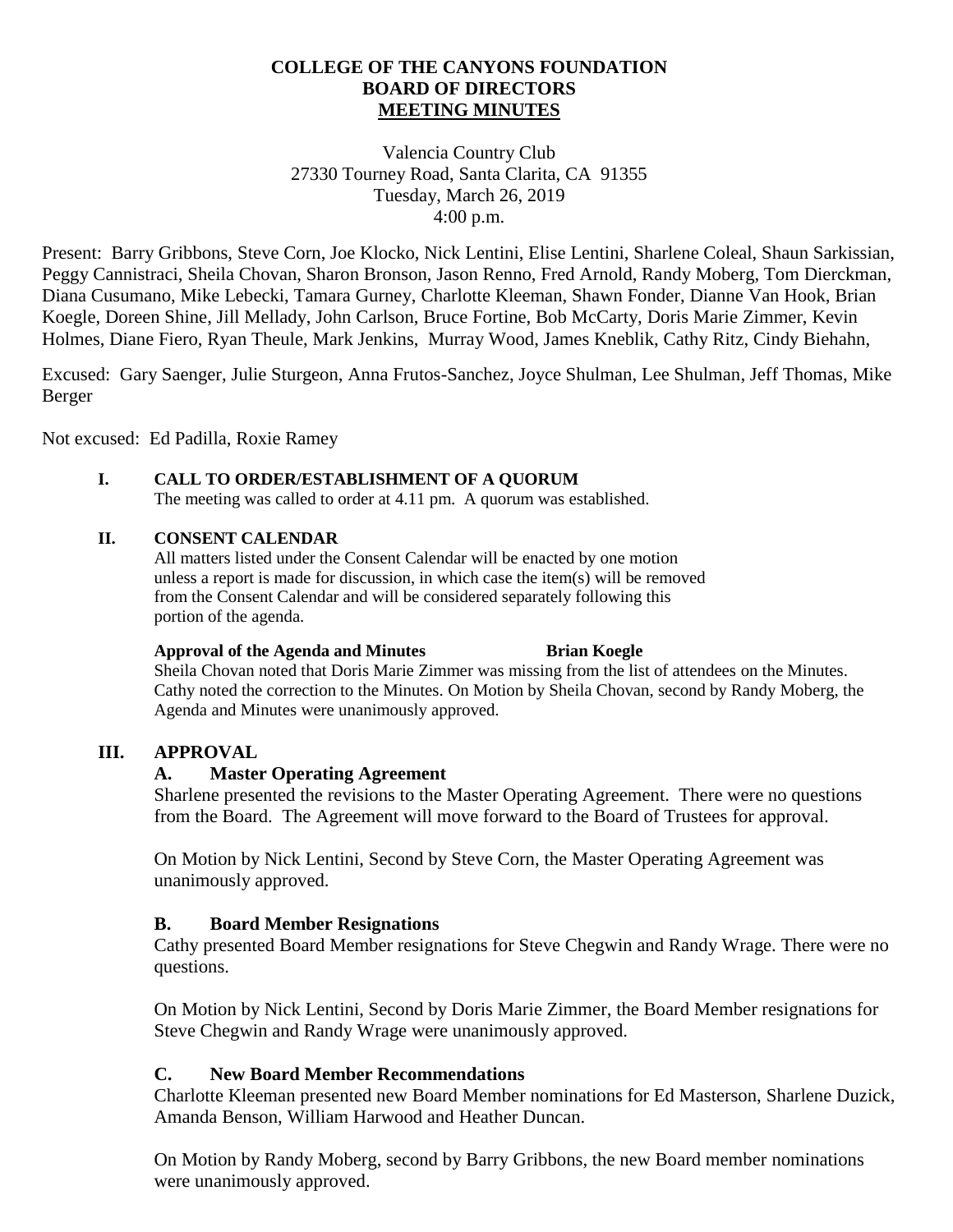# COLLEGE OF THE CANYONS FOUNDATION
## BOARD OF DIRECTORS
## MEETING MINUTES

Valencia Country Club
27330 Tourney Road, Santa Clarita, CA 91355
Tuesday, March 26, 2019
4:00 p.m.

Present: Barry Gribbons, Steve Corn, Joe Klocko, Nick Lentini, Elise Lentini, Sharlene Coleal, Shaun Sarkissian, Peggy Cannistraci, Sheila Chovan, Sharon Bronson, Jason Renno, Fred Arnold, Randy Moberg, Tom Dierckman, Diana Cusumano, Mike Lebecki, Tamara Gurney, Charlotte Kleeman, Shawn Fonder, Dianne Van Hook, Brian Koegle, Doreen Shine, Jill Mellady, John Carlson, Bruce Fortine, Bob McCarty, Doris Marie Zimmer, Kevin Holmes, Diane Fiero, Ryan Theule, Mark Jenkins, Murray Wood, James Kneblik, Cathy Ritz, Cindy Biehahn,

Excused: Gary Saenger, Julie Sturgeon, Anna Frutos-Sanchez, Joyce Shulman, Lee Shulman, Jeff Thomas, Mike Berger

Not excused: Ed Padilla, Roxie Ramey

**I. CALL TO ORDER/ESTABLISHMENT OF A QUORUM**

The meeting was called to order at 4.11 pm. A quorum was established.

**II. CONSENT CALENDAR**

All matters listed under the Consent Calendar will be enacted by one motion unless a report is made for discussion, in which case the item(s) will be removed from the Consent Calendar and will be considered separately following this portion of the agenda.

**Approval of the Agenda and Minutes** **Brian Koegle**

Sheila Chovan noted that Doris Marie Zimmer was missing from the list of attendees on the Minutes. Cathy noted the correction to the Minutes. On Motion by Sheila Chovan, second by Randy Moberg, the Agenda and Minutes were unanimously approved.

**III. APPROVAL**

**A. Master Operating Agreement**

Sharlene presented the revisions to the Master Operating Agreement. There were no questions from the Board. The Agreement will move forward to the Board of Trustees for approval.

On Motion by Nick Lentini, Second by Steve Corn, the Master Operating Agreement was unanimously approved.

**B. Board Member Resignations**

Cathy presented Board Member resignations for Steve Chegwin and Randy Wrage. There were no questions.

On Motion by Nick Lentini, Second by Doris Marie Zimmer, the Board Member resignations for Steve Chegwin and Randy Wrage were unanimously approved.

**C. New Board Member Recommendations**

Charlotte Kleeman presented new Board Member nominations for Ed Masterson, Sharlene Duzick, Amanda Benson, William Harwood and Heather Duncan.

On Motion by Randy Moberg, second by Barry Gribbons, the new Board member nominations were unanimously approved.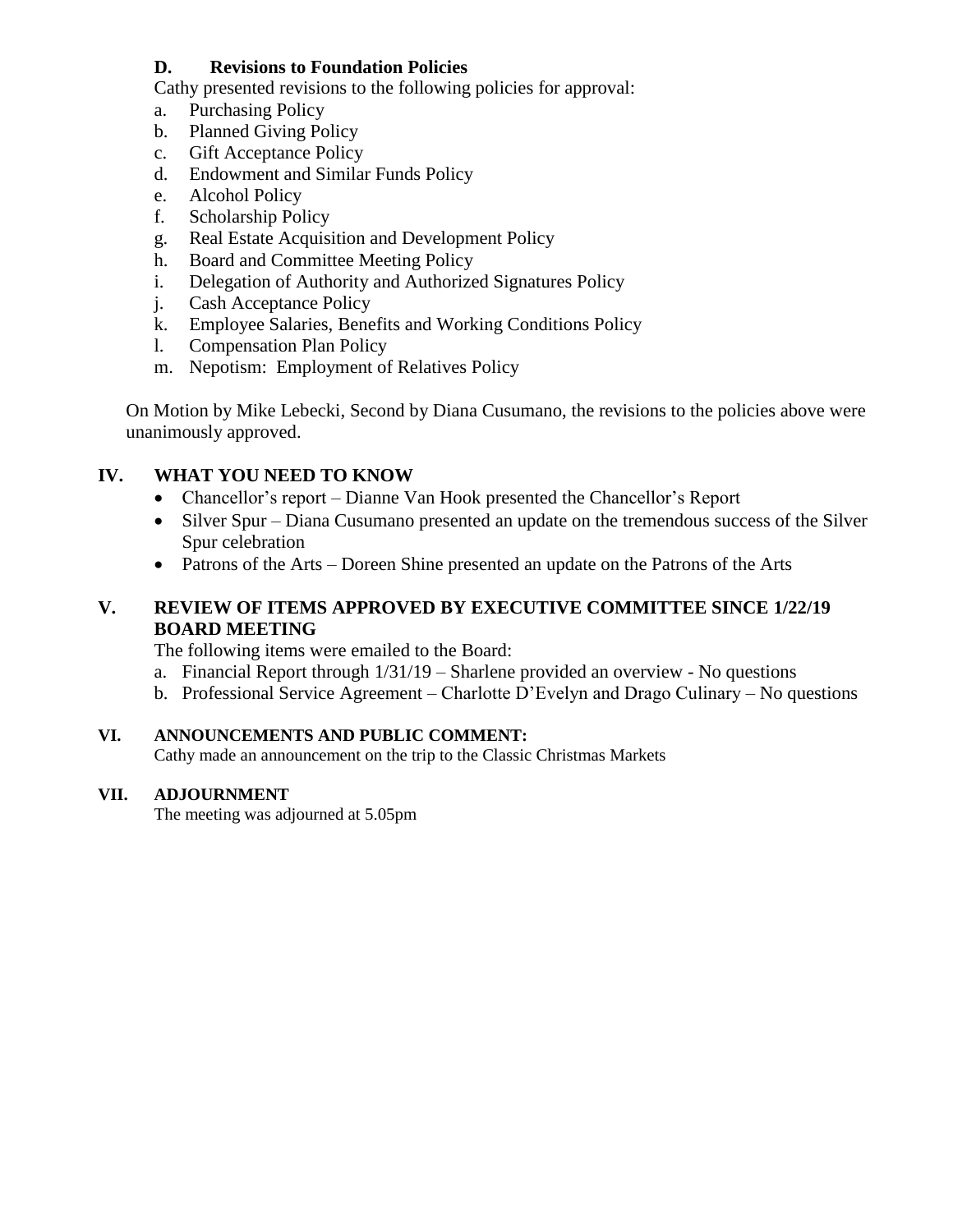**D. Revisions to Foundation Policies**

Cathy presented revisions to the following policies for approval:

a. Purchasing Policy
b. Planned Giving Policy
c. Gift Acceptance Policy
d. Endowment and Similar Funds Policy
e. Alcohol Policy
f. Scholarship Policy
g. Real Estate Acquisition and Development Policy
h. Board and Committee Meeting Policy
i. Delegation of Authority and Authorized Signatures Policy
j. Cash Acceptance Policy
k. Employee Salaries, Benefits and Working Conditions Policy
l. Compensation Plan Policy
m. Nepotism: Employment of Relatives Policy

On Motion by Mike Lebecki, Second by Diana Cusumano, the revisions to the policies above were unanimously approved.

## IV. WHAT YOU NEED TO KNOW

- Chancellor's report – Dianne Van Hook presented the Chancellor's Report
- Silver Spur – Diana Cusumano presented an update on the tremendous success of the Silver Spur celebration
- Patrons of the Arts – Doreen Shine presented an update on the Patrons of the Arts

## V. REVIEW OF ITEMS APPROVED BY EXECUTIVE COMMITTEE SINCE 1/22/19 BOARD MEETING

The following items were emailed to the Board:

a. Financial Report through 1/31/19 – Sharlene provided an overview - No questions
b. Professional Service Agreement – Charlotte D'Evelyn and Drago Culinary – No questions

## VI. ANNOUNCEMENTS AND PUBLIC COMMENT:

Cathy made an announcement on the trip to the Classic Christmas Markets

## VII. ADJOURNMENT

The meeting was adjourned at 5.05pm